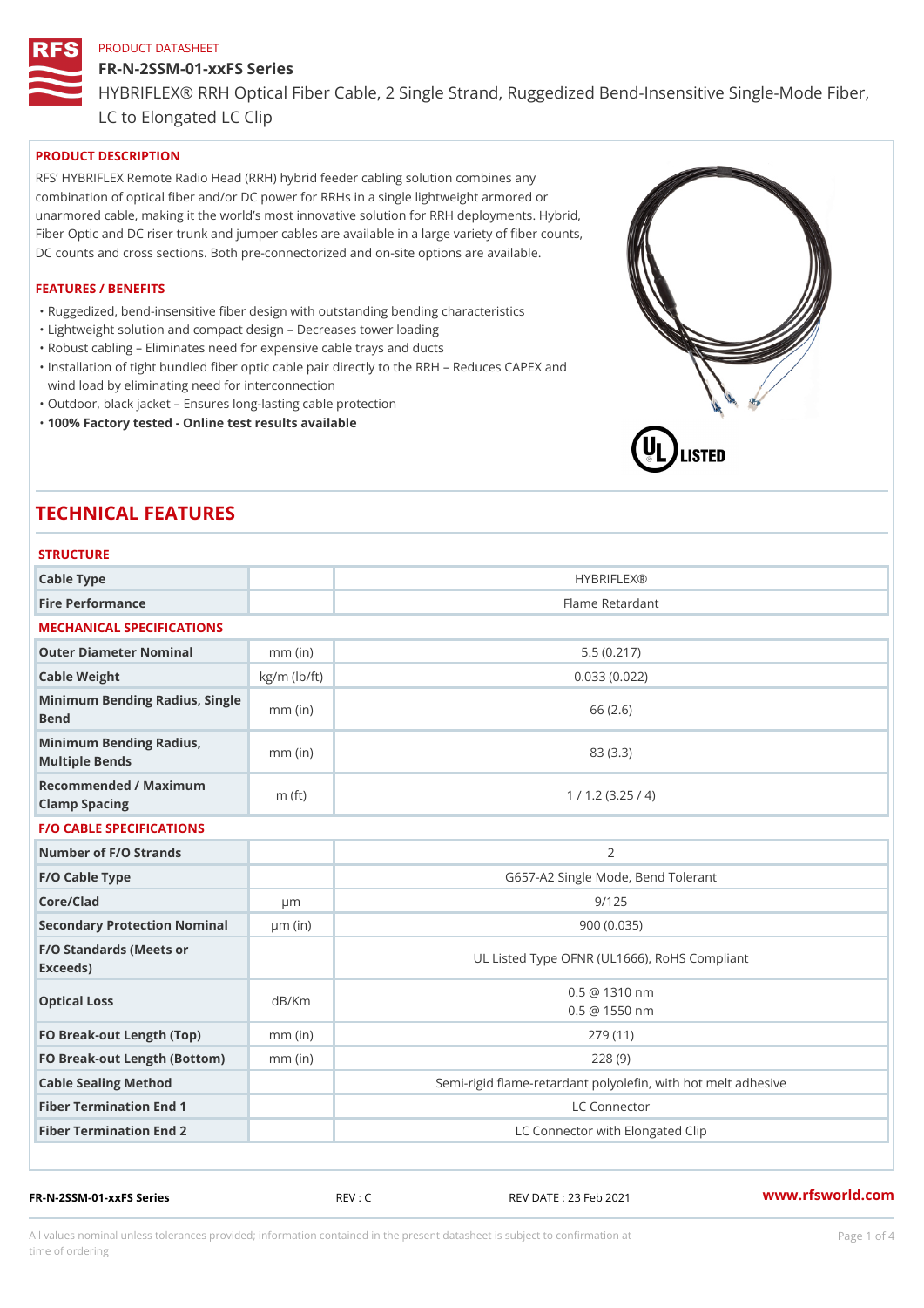PRODUCT DATASHEET

# FR-N-2SSM-01-xxFS Series

HYBRIFLEX® RRH Optical Fiber Cable, 2 Single Strand, Ruggedized Bend-Insensitive Single-Mode Fiber, LC to Elongated LC Clip

## PRODUCT DESCRIPTION

RFS' HYBRIFLEX Remote Radio Head (RRH) hybrid feeder cabling solution combines any combination of optical fiber and/or DC power for RRHs in a single lightweight armored or unarmored cable, making it the world's most innovative solution for RRH deployments. Hybrid, Fiber Optic and DC riser trunk and jumper cables are available in a large variety of fiber counts, DC counts and cross sections. Both pre-connectorized and on-site options are available.

## FEATURES / BENEFITS

- Ruggedized, bend-insensitive fiber design with outstanding bending characteristics
- Lightweight solution and compact design – Decreases tower loading
- Robust cabling – Eliminates need for expensive cable trays and ducts
- Installation of tight bundled fiber optic cable pair directly to the RRH – Reduces CAPEX and wind load by eliminating need for interconnection
- Outdoor, black jacket – Ensures long-lasting cable protection
- **100% Factory tested - Online test results available**

# TECHNICAL FEATURES

| STRUCTURE | | |
|---|---|---|
| Cable Type | | HYBRIFLEX® |
| Fire Performance | | Flame Retardant |
| **MECHANICAL SPECIFICATIONS** | | |
| Outer Diameter Nominal | mm (in) | 5.5 (0.217) |
| Cable Weight | kg/m (lb/ft) | 0.033 (0.022) |
| Minimum Bending Radius, Single Bend | mm (in) | 66 (2.6) |
| Minimum Bending Radius, Multiple Bends | mm (in) | 83 (3.3) |
| Recommended / Maximum Clamp Spacing | m (ft) | 1 / 1.2 (3.25 / 4) |
| **F/O CABLE SPECIFICATIONS** | | |
| Number of F/O Strands | | 2 |
| F/O Cable Type | | G657-A2 Single Mode, Bend Tolerant |
| Core/Clad | μm | 9/125 |
| Secondary Protection Nominal | μm (in) | 900 (0.035) |
| F/O Standards (Meets or Exceeds) | | UL Listed Type OFNR (UL1666), RoHS Compliant |
| Optical Loss | dB/Km | 0.5 @ 1310 nm<br>0.5 @ 1550 nm |
| FO Break-out Length (Top) | mm (in) | 279 (11) |
| FO Break-out Length (Bottom) | mm (in) | 228 (9) |
| Cable Sealing Method | | Semi-rigid flame-retardant polyolefin, with hot melt adhesive |
| Fiber Termination End 1 | | LC Connector |
| Fiber Termination End 2 | | LC Connector with Elongated Clip |

FR-N-2SSM-01-xxFS Series REV : C REV DATE : 23 Feb 2021 www.rfsworld.com

All values nominal unless tolerances provided; information contained in the present datasheet is subject to confirmation at time of ordering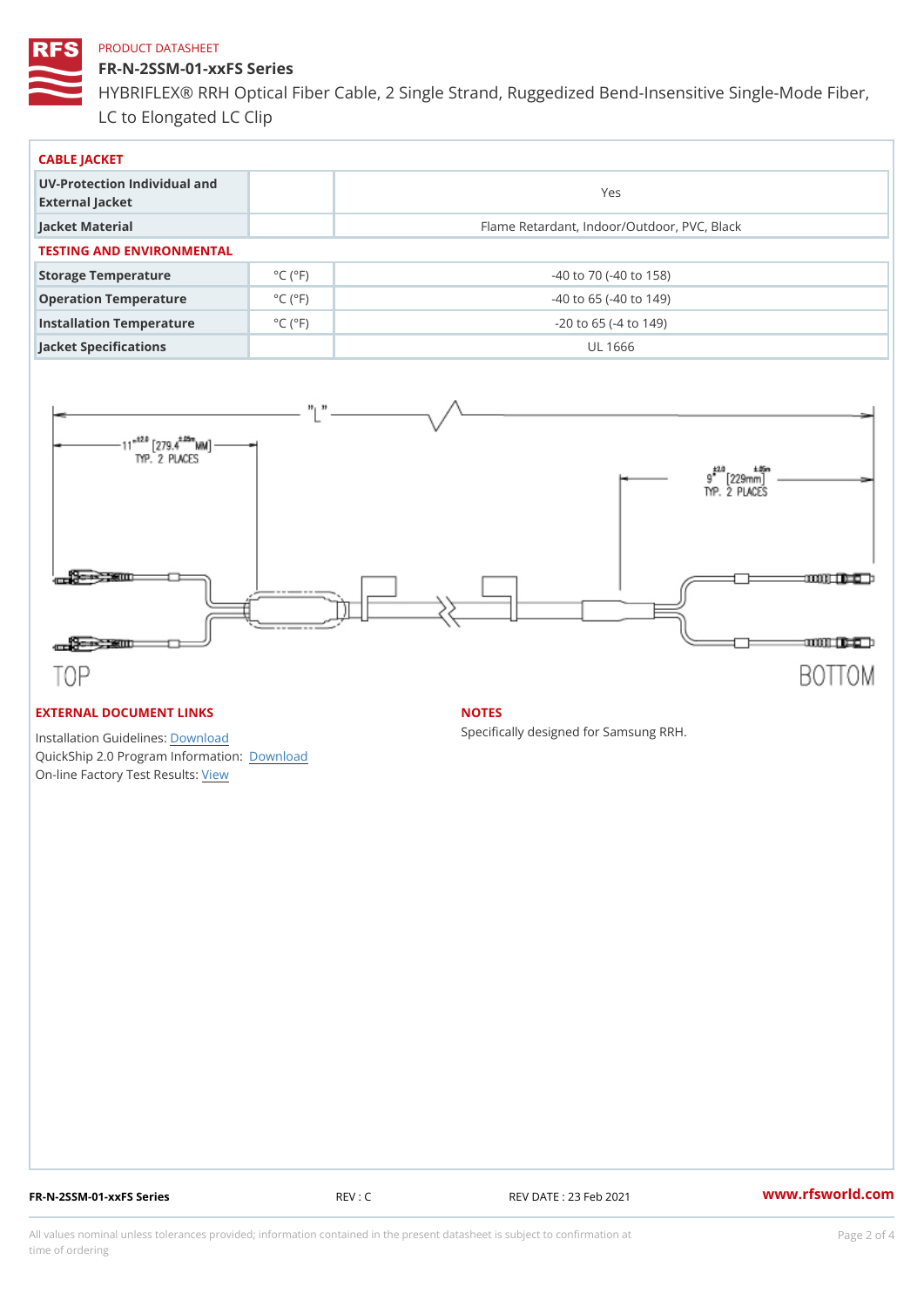PRODUCT DATASHEET

# FR-N-2SSM-01-xxFS Series

HYBRIFLEX® RRH Optical Fiber Cable, 2 Single Strand, Ruggedized Bend-Insensitive Single-Mode Fiber, LC to Elongated LC Clip

## CABLE JACKET

| | | |
|---|---|---|
| UV-Protection Individual and External Jacket | | Yes |
| Jacket Material | | Flame Retardant, Indoor/Outdoor, PVC, Black |

## TESTING AND ENVIRONMENTAL

| | | |
|---|---|---|
| Storage Temperature | °C (°F) | -40 to 70 (-40 to 158) |
| Operation Temperature | °C (°F) | -40 to 65 (-40 to 149) |
| Installation Temperature | °C (°F) | -20 to 65 (-4 to 149) |
| Jacket Specifications | | UL 1666 |

"L"

11" ±2.0 [279.4 ±.05m MM] TYP. 2 PLACES

9" ±2.0 [229mm ±.05m] TYP. 2 PLACES

TOP

BOTTOM

## EXTERNAL DOCUMENT LINKS

Installation Guidelines: Download
QuickShip 2.0 Program Information: Download
On-line Factory Test Results: View

## NOTES

Specifically designed for Samsung RRH.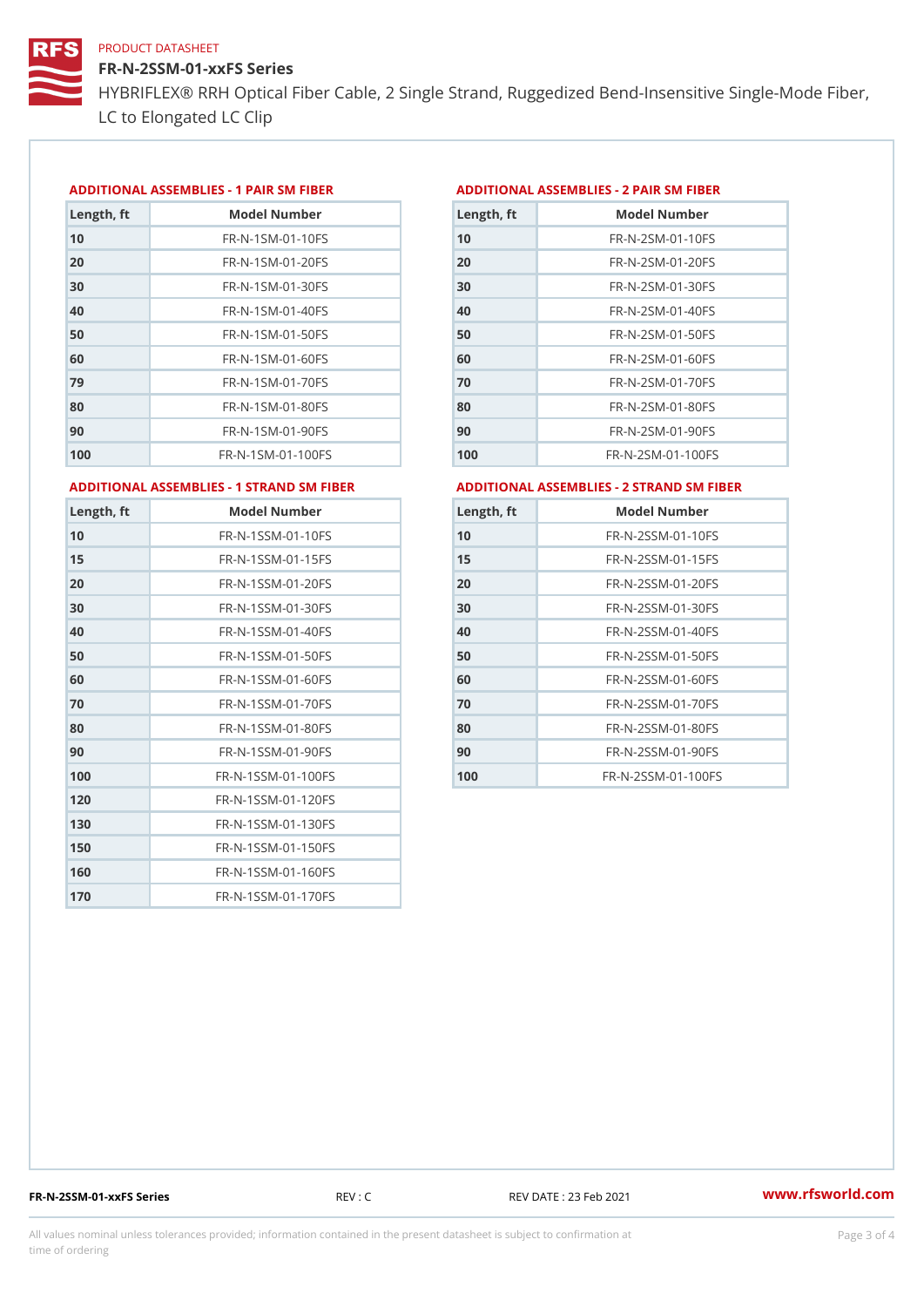PRODUCT DATASHEET

# FR-N-2SSM-01-xxFS Series

HYBRIFLEX® RRH Optical Fiber Cable, 2 Single Strand, Ruggedized Bend-Insensitive Single-Mode Fiber, LC to Elongated LC Clip

### ADDITIONAL ASSEMBLIES - 1 PAIR SM FIBER

| Length, ft | Model Number |
|---|---|
| 10 | FR-N-1SM-01-10FS |
| 20 | FR-N-1SM-01-20FS |
| 30 | FR-N-1SM-01-30FS |
| 40 | FR-N-1SM-01-40FS |
| 50 | FR-N-1SM-01-50FS |
| 60 | FR-N-1SM-01-60FS |
| 79 | FR-N-1SM-01-70FS |
| 80 | FR-N-1SM-01-80FS |
| 90 | FR-N-1SM-01-90FS |
| 100 | FR-N-1SM-01-100FS |

### ADDITIONAL ASSEMBLIES - 2 PAIR SM FIBER

| Length, ft | Model Number |
|---|---|
| 10 | FR-N-2SM-01-10FS |
| 20 | FR-N-2SM-01-20FS |
| 30 | FR-N-2SM-01-30FS |
| 40 | FR-N-2SM-01-40FS |
| 50 | FR-N-2SM-01-50FS |
| 60 | FR-N-2SM-01-60FS |
| 70 | FR-N-2SM-01-70FS |
| 80 | FR-N-2SM-01-80FS |
| 90 | FR-N-2SM-01-90FS |
| 100 | FR-N-2SM-01-100FS |

### ADDITIONAL ASSEMBLIES - 1 STRAND SM FIBER

| Length, ft | Model Number |
|---|---|
| 10 | FR-N-1SSM-01-10FS |
| 15 | FR-N-1SSM-01-15FS |
| 20 | FR-N-1SSM-01-20FS |
| 30 | FR-N-1SSM-01-30FS |
| 40 | FR-N-1SSM-01-40FS |
| 50 | FR-N-1SSM-01-50FS |
| 60 | FR-N-1SSM-01-60FS |
| 70 | FR-N-1SSM-01-70FS |
| 80 | FR-N-1SSM-01-80FS |
| 90 | FR-N-1SSM-01-90FS |
| 100 | FR-N-1SSM-01-100FS |
| 120 | FR-N-1SSM-01-120FS |
| 130 | FR-N-1SSM-01-130FS |
| 150 | FR-N-1SSM-01-150FS |
| 160 | FR-N-1SSM-01-160FS |
| 170 | FR-N-1SSM-01-170FS |

### ADDITIONAL ASSEMBLIES - 2 STRAND SM FIBER

| Length, ft | Model Number |
|---|---|
| 10 | FR-N-2SSM-01-10FS |
| 15 | FR-N-2SSM-01-15FS |
| 20 | FR-N-2SSM-01-20FS |
| 30 | FR-N-2SSM-01-30FS |
| 40 | FR-N-2SSM-01-40FS |
| 50 | FR-N-2SSM-01-50FS |
| 60 | FR-N-2SSM-01-60FS |
| 70 | FR-N-2SSM-01-70FS |
| 80 | FR-N-2SSM-01-80FS |
| 90 | FR-N-2SSM-01-90FS |
| 100 | FR-N-2SSM-01-100FS |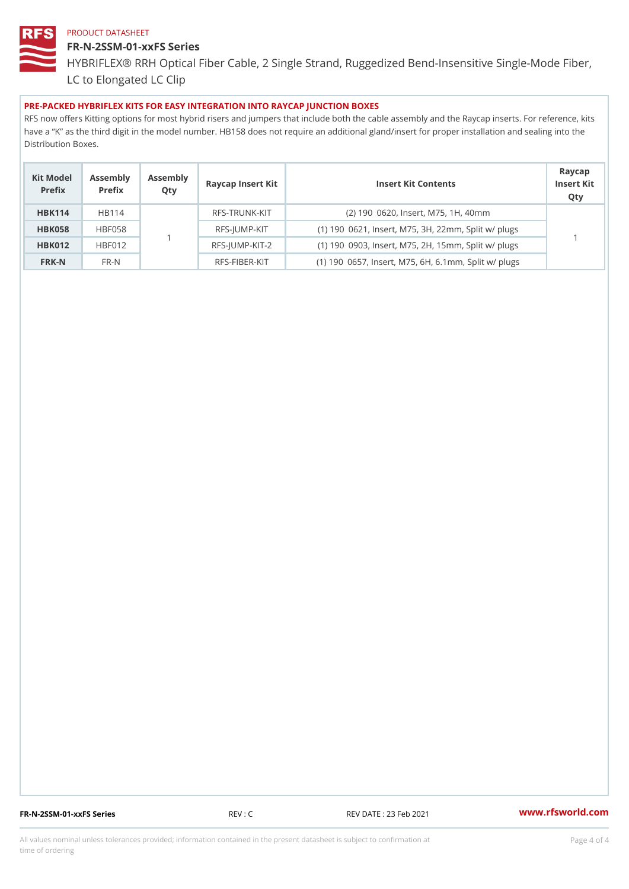PRODUCT DATASHEET

# FR-N-2SSM-01-xxFS Series

HYBRIFLEX® RRH Optical Fiber Cable, 2 Single Strand, Ruggedized Bend-Insensitive Single-Mode Fiber, LC to Elongated LC Clip

## PRE-PACKED HYBRIFLEX KITS FOR EASY INTEGRATION INTO RAYCAP JUNCTION BOXES

RFS now offers Kitting options for most hybrid risers and jumpers that include both the cable assembly and the Raycap inserts. For reference, kits have a "K" as the third digit in the model number. HB158 does not require an additional gland/insert for proper installation and sealing into the Distribution Boxes.

| Kit Model Prefix | Assembly Prefix | Assembly Qty | Raycap Insert Kit | Insert Kit Contents | Raycap Insert Kit Qty |
|---|---|---|---|---|---|
| HBK114 | HB114 | 1 | RFS-TRUNK-KIT | (2) 190_0620, Insert, M75, 1H, 40mm | 1 |
| HBK058 | HBF058 | | RFS-JUMP-KIT | (1) 190_0621, Insert, M75, 3H, 22mm, Split w/ plugs | |
| HBK012 | HBF012 | | RFS-JUMP-KIT-2 | (1) 190_0903, Insert, M75, 2H, 15mm, Split w/ plugs | |
| FRK-N | FR-N | | RFS-FIBER-KIT | (1) 190_0657, Insert, M75, 6H, 6.1mm, Split w/ plugs | |

FR-N-2SSM-01-xxFS Series REV : C REV DATE : 23 Feb 2021 www.rfsworld.com

All values nominal unless tolerances provided; information contained in the present datasheet is subject to confirmation at time of ordering